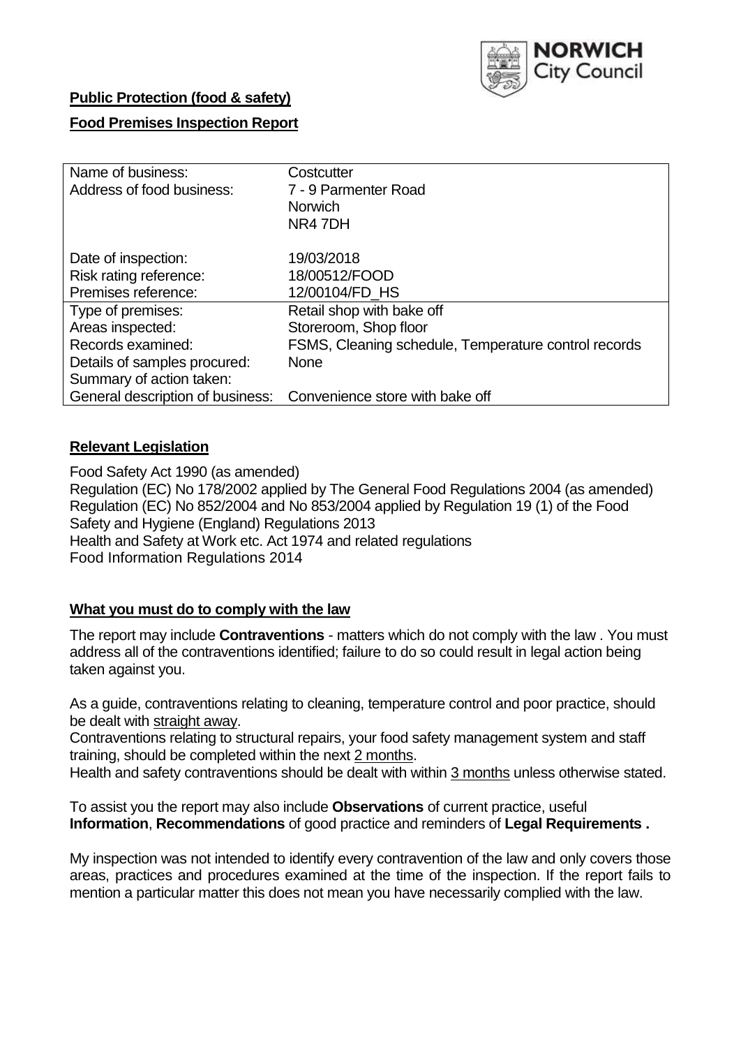**Public Protection (food & safety)**

**Food Premises Inspection Report**

NORWICH City Council

| | |
|---|---|
| Name of business: | Costcutter |
| Address of food business: | 7 - 9 Parmenter Road<br>Norwich<br>NR4 7DH |
| Date of inspection: | 19/03/2018 |
| Risk rating reference: | 18/00512/FOOD |
| Premises reference: | 12/00104/FD_HS |
| Type of premises: | Retail shop with bake off |
| Areas inspected: | Storeroom, Shop floor |
| Records examined: | FSMS, Cleaning schedule, Temperature control records |
| Details of samples procured: | None |
| Summary of action taken: | |
| General description of business: | Convenience store with bake off |

**Relevant Legislation**

Food Safety Act 1990 (as amended)
Regulation (EC) No 178/2002 applied by The General Food Regulations 2004 (as amended)
Regulation (EC) No 852/2004 and No 853/2004 applied by Regulation 19 (1) of the Food Safety and Hygiene (England) Regulations 2013
Health and Safety at Work etc. Act 1974 and related regulations
Food Information Regulations 2014

**What you must do to comply with the law**

The report may include **Contraventions** - matters which do not comply with the law . You must address all of the contraventions identified; failure to do so could result in legal action being taken against you.

As a guide, contraventions relating to cleaning, temperature control and poor practice, should be dealt with straight away.
Contraventions relating to structural repairs, your food safety management system and staff training, should be completed within the next 2 months.
Health and safety contraventions should be dealt with within 3 months unless otherwise stated.

To assist you the report may also include **Observations** of current practice, useful **Information**, **Recommendations** of good practice and reminders of **Legal Requirements .**

My inspection was not intended to identify every contravention of the law and only covers those areas, practices and procedures examined at the time of the inspection. If the report fails to mention a particular matter this does not mean you have necessarily complied with the law.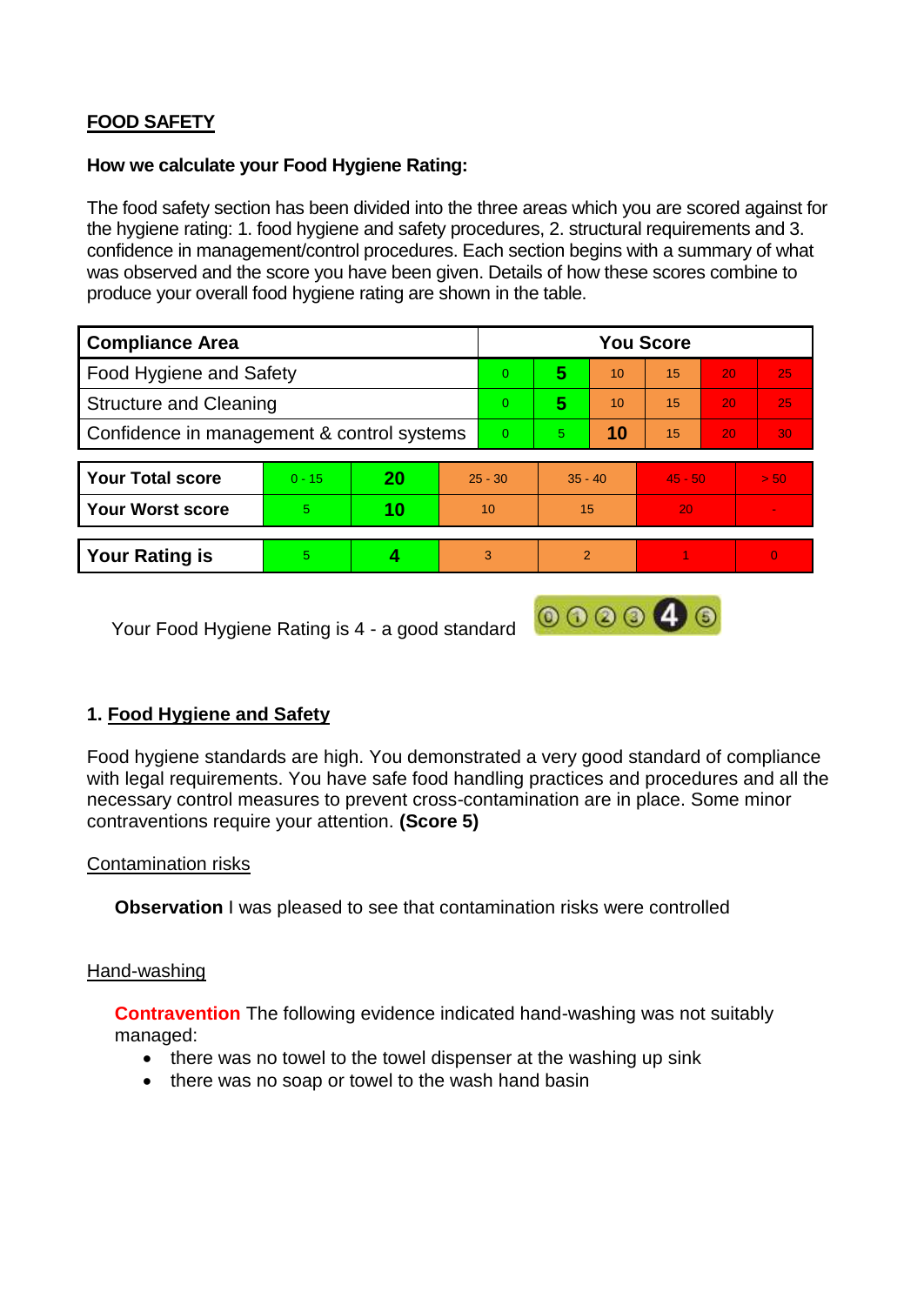## FOOD SAFETY

**How we calculate your Food Hygiene Rating:**

The food safety section has been divided into the three areas which you are scored against for the hygiene rating: 1. food hygiene and safety procedures, 2. structural requirements and 3. confidence in management/control procedures. Each section begins with a summary of what was observed and the score you have been given. Details of how these scores combine to produce your overall food hygiene rating are shown in the table.

| Compliance Area | You Score | | | | | |
|---|---|---|---|---|---|---|
| Food Hygiene and Safety | 0 | **5** | 10 | 15 | 20 | 25 |
| Structure and Cleaning | 0 | **5** | 10 | 15 | 20 | 25 |
| Confidence in management & control systems | 0 | 5 | **10** | 15 | 20 | 30 |

| | | | | | | |
|---|---|---|---|---|---|---|
| **Your Total score** | 0 - 15 | **20** | 25 - 30 | 35 - 40 | 45 - 50 | > 50 |
| **Your Worst score** | 5 | **10** | 10 | 15 | 20 | - |

| | | | | | | |
|---|---|---|---|---|---|---|
| **Your Rating is** | 5 | **4** | 3 | 2 | 1 | 0 |

Your Food Hygiene Rating is 4 - a good standard

### 1. Food Hygiene and Safety

Food hygiene standards are high. You demonstrated a very good standard of compliance with legal requirements. You have safe food handling practices and procedures and all the necessary control measures to prevent cross-contamination are in place. Some minor contraventions require your attention. **(Score 5)**

Contamination risks

**Observation** I was pleased to see that contamination risks were controlled

Hand-washing

**Contravention** The following evidence indicated hand-washing was not suitably managed:

- there was no towel to the towel dispenser at the washing up sink
- there was no soap or towel to the wash hand basin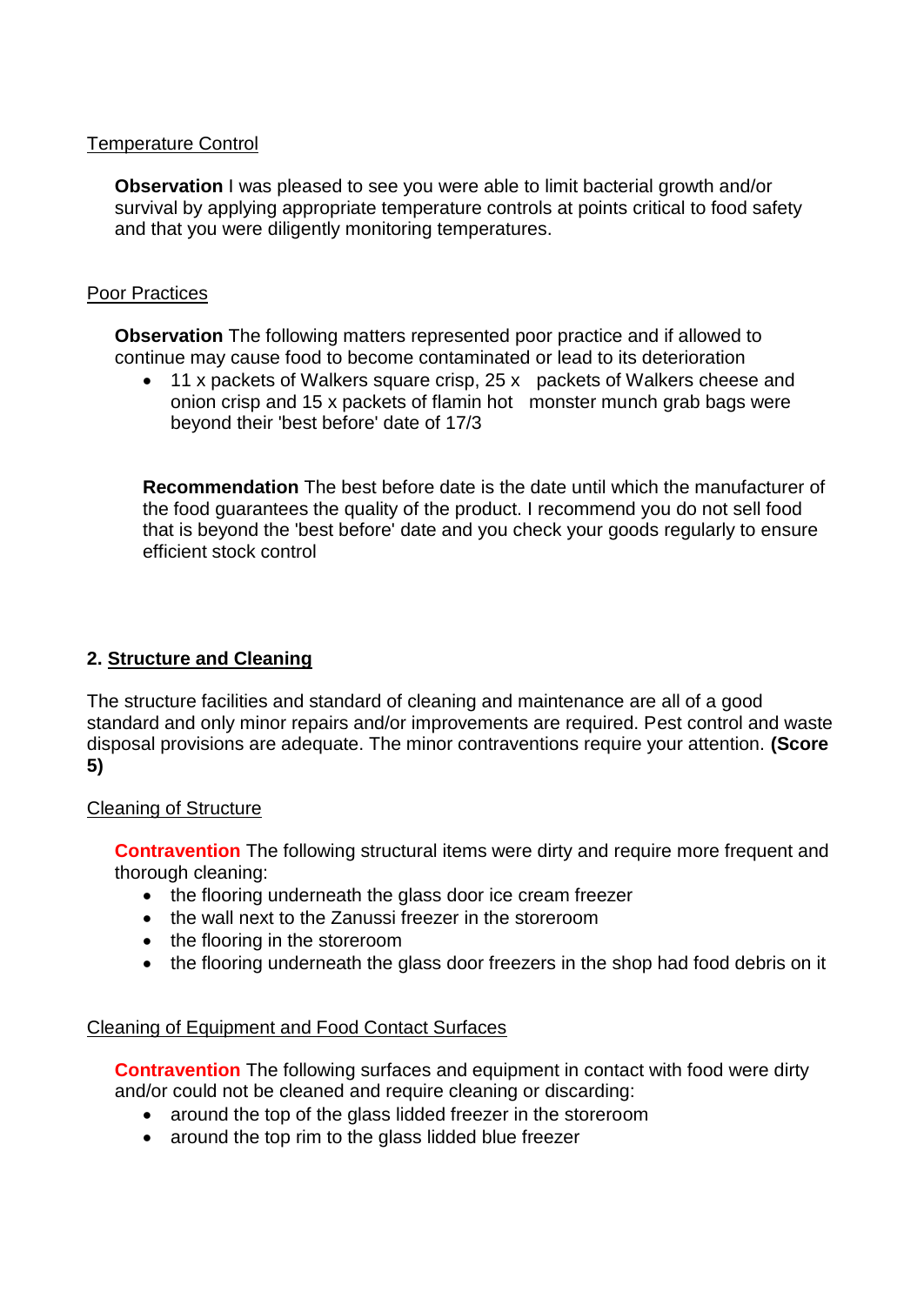Temperature Control

**Observation** I was pleased to see you were able to limit bacterial growth and/or survival by applying appropriate temperature controls at points critical to food safety and that you were diligently monitoring temperatures.

Poor Practices

**Observation** The following matters represented poor practice and if allowed to continue may cause food to become contaminated or lead to its deterioration

- 11 x packets of Walkers square crisp, 25 x packets of Walkers cheese and onion crisp and 15 x packets of flamin hot monster munch grab bags were beyond their 'best before' date of 17/3

**Recommendation** The best before date is the date until which the manufacturer of the food guarantees the quality of the product. I recommend you do not sell food that is beyond the 'best before' date and you check your goods regularly to ensure efficient stock control

## 2. Structure and Cleaning

The structure facilities and standard of cleaning and maintenance are all of a good standard and only minor repairs and/or improvements are required. Pest control and waste disposal provisions are adequate. The minor contraventions require your attention. **(Score 5)**

Cleaning of Structure

**Contravention** The following structural items were dirty and require more frequent and thorough cleaning:

- the flooring underneath the glass door ice cream freezer
- the wall next to the Zanussi freezer in the storeroom
- the flooring in the storeroom
- the flooring underneath the glass door freezers in the shop had food debris on it

Cleaning of Equipment and Food Contact Surfaces

**Contravention** The following surfaces and equipment in contact with food were dirty and/or could not be cleaned and require cleaning or discarding:

- around the top of the glass lidded freezer in the storeroom
- around the top rim to the glass lidded blue freezer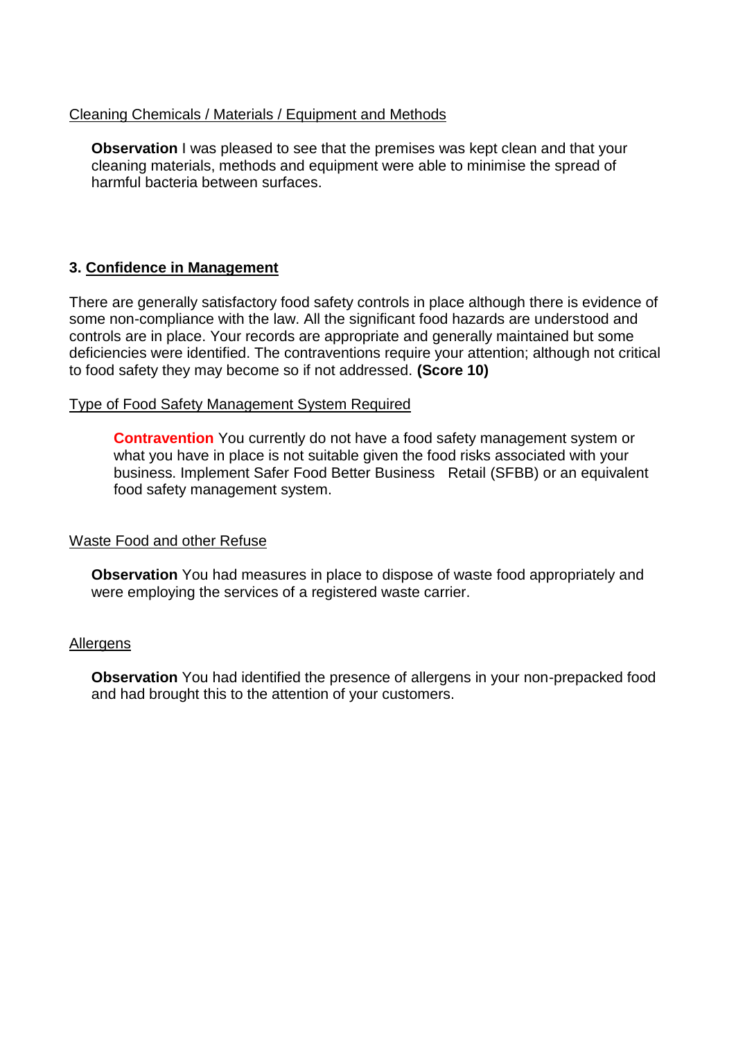Cleaning Chemicals / Materials / Equipment and Methods

**Observation** I was pleased to see that the premises was kept clean and that your cleaning materials, methods and equipment were able to minimise the spread of harmful bacteria between surfaces.

## 3. Confidence in Management

There are generally satisfactory food safety controls in place although there is evidence of some non-compliance with the law. All the significant food hazards are understood and controls are in place. Your records are appropriate and generally maintained but some deficiencies were identified. The contraventions require your attention; although not critical to food safety they may become so if not addressed. **(Score 10)**

Type of Food Safety Management System Required

**Contravention** You currently do not have a food safety management system or what you have in place is not suitable given the food risks associated with your business. Implement Safer Food Better Business Retail (SFBB) or an equivalent food safety management system.

Waste Food and other Refuse

**Observation** You had measures in place to dispose of waste food appropriately and were employing the services of a registered waste carrier.

Allergens

**Observation** You had identified the presence of allergens in your non-prepacked food and had brought this to the attention of your customers.